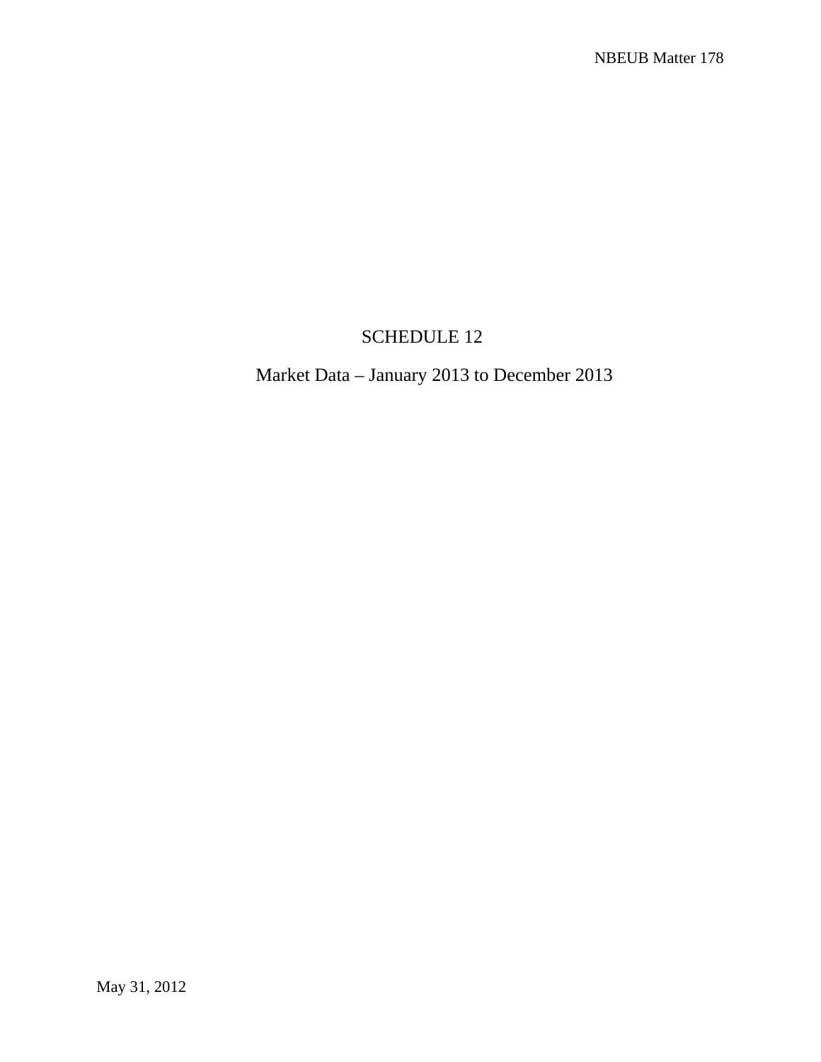# SCHEDULE 12

## Market Data – January 2013 to December 2013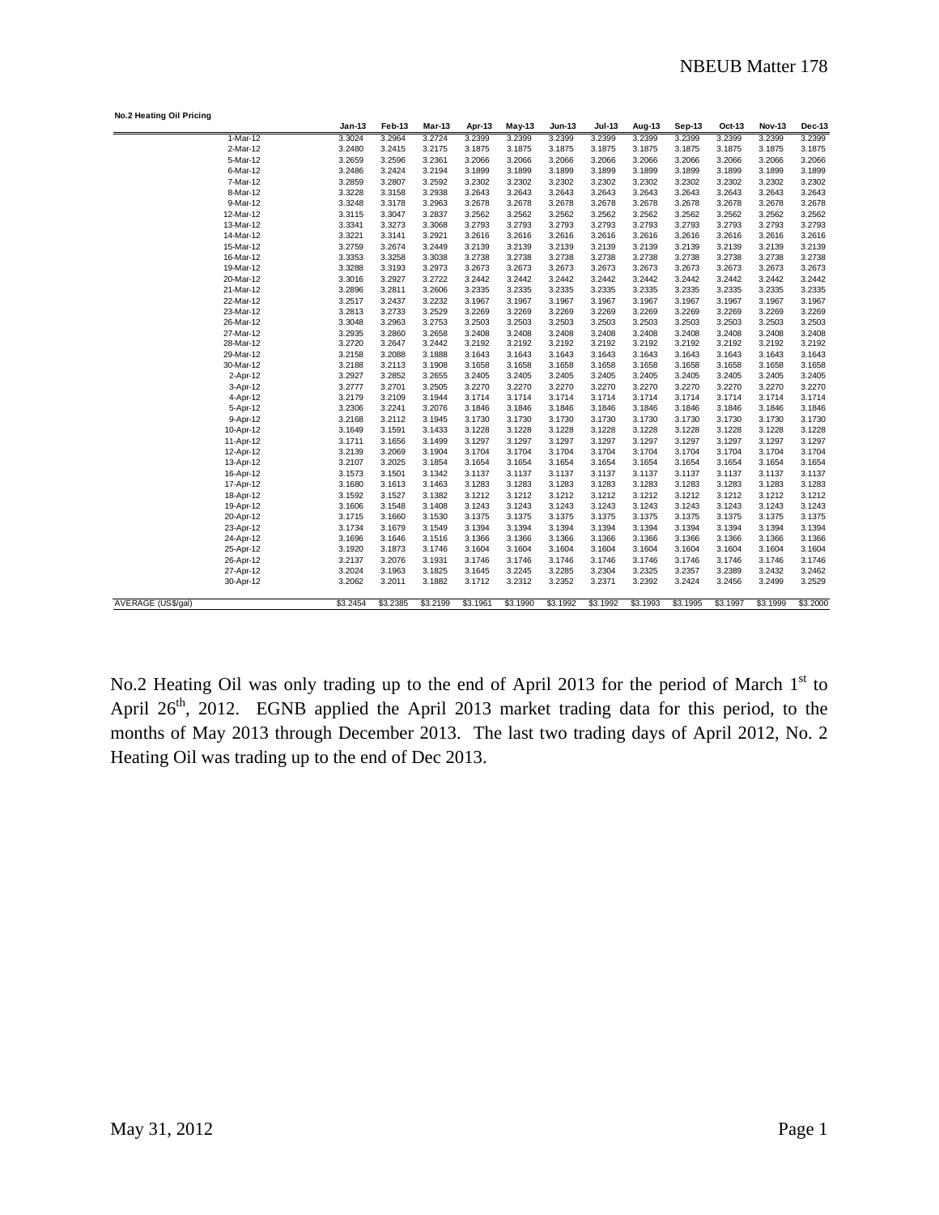**No.2 Heating Oil Pricing**

| | Jan-13 | Feb-13 | Mar-13 | Apr-13 | May-13 | Jun-13 | Jul-13 | Aug-13 | Sep-13 | Oct-13 | Nov-13 | Dec-13 |
|---|---|---|---|---|---|---|---|---|---|---|---|---|
| 1-Mar-12 | 3.3024 | 3.2964 | 3.2724 | 3.2399 | 3.2399 | 3.2399 | 3.2399 | 3.2399 | 3.2399 | 3.2399 | 3.2399 | 3.2399 |
| 2-Mar-12 | 3.2480 | 3.2415 | 3.2175 | 3.1875 | 3.1875 | 3.1875 | 3.1875 | 3.1875 | 3.1875 | 3.1875 | 3.1875 | 3.1875 |
| 5-Mar-12 | 3.2659 | 3.2596 | 3.2361 | 3.2066 | 3.2066 | 3.2066 | 3.2066 | 3.2066 | 3.2066 | 3.2066 | 3.2066 | 3.2066 |
| 6-Mar-12 | 3.2486 | 3.2424 | 3.2194 | 3.1899 | 3.1899 | 3.1899 | 3.1899 | 3.1899 | 3.1899 | 3.1899 | 3.1899 | 3.1899 |
| 7-Mar-12 | 3.2859 | 3.2807 | 3.2592 | 3.2302 | 3.2302 | 3.2302 | 3.2302 | 3.2302 | 3.2302 | 3.2302 | 3.2302 | 3.2302 |
| 8-Mar-12 | 3.3228 | 3.3158 | 3.2938 | 3.2643 | 3.2643 | 3.2643 | 3.2643 | 3.2643 | 3.2643 | 3.2643 | 3.2643 | 3.2643 |
| 9-Mar-12 | 3.3248 | 3.3178 | 3.2963 | 3.2678 | 3.2678 | 3.2678 | 3.2678 | 3.2678 | 3.2678 | 3.2678 | 3.2678 | 3.2678 |
| 12-Mar-12 | 3.3115 | 3.3047 | 3.2837 | 3.2562 | 3.2562 | 3.2562 | 3.2562 | 3.2562 | 3.2562 | 3.2562 | 3.2562 | 3.2562 |
| 13-Mar-12 | 3.3341 | 3.3273 | 3.3068 | 3.2793 | 3.2793 | 3.2793 | 3.2793 | 3.2793 | 3.2793 | 3.2793 | 3.2793 | 3.2793 |
| 14-Mar-12 | 3.3221 | 3.3141 | 3.2921 | 3.2616 | 3.2616 | 3.2616 | 3.2616 | 3.2616 | 3.2616 | 3.2616 | 3.2616 | 3.2616 |
| 15-Mar-12 | 3.2759 | 3.2674 | 3.2449 | 3.2139 | 3.2139 | 3.2139 | 3.2139 | 3.2139 | 3.2139 | 3.2139 | 3.2139 | 3.2139 |
| 16-Mar-12 | 3.3353 | 3.3258 | 3.3038 | 3.2738 | 3.2738 | 3.2738 | 3.2738 | 3.2738 | 3.2738 | 3.2738 | 3.2738 | 3.2738 |
| 19-Mar-12 | 3.3288 | 3.3193 | 3.2973 | 3.2673 | 3.2673 | 3.2673 | 3.2673 | 3.2673 | 3.2673 | 3.2673 | 3.2673 | 3.2673 |
| 20-Mar-12 | 3.3016 | 3.2927 | 3.2722 | 3.2442 | 3.2442 | 3.2442 | 3.2442 | 3.2442 | 3.2442 | 3.2442 | 3.2442 | 3.2442 |
| 21-Mar-12 | 3.2896 | 3.2811 | 3.2606 | 3.2335 | 3.2335 | 3.2335 | 3.2335 | 3.2335 | 3.2335 | 3.2335 | 3.2335 | 3.2335 |
| 22-Mar-12 | 3.2517 | 3.2437 | 3.2232 | 3.1967 | 3.1967 | 3.1967 | 3.1967 | 3.1967 | 3.1967 | 3.1967 | 3.1967 | 3.1967 |
| 23-Mar-12 | 3.2813 | 3.2733 | 3.2529 | 3.2269 | 3.2269 | 3.2269 | 3.2269 | 3.2269 | 3.2269 | 3.2269 | 3.2269 | 3.2269 |
| 26-Mar-12 | 3.3048 | 3.2963 | 3.2753 | 3.2503 | 3.2503 | 3.2503 | 3.2503 | 3.2503 | 3.2503 | 3.2503 | 3.2503 | 3.2503 |
| 27-Mar-12 | 3.2935 | 3.2860 | 3.2658 | 3.2408 | 3.2408 | 3.2408 | 3.2408 | 3.2408 | 3.2408 | 3.2408 | 3.2408 | 3.2408 |
| 28-Mar-12 | 3.2720 | 3.2647 | 3.2442 | 3.2192 | 3.2192 | 3.2192 | 3.2192 | 3.2192 | 3.2192 | 3.2192 | 3.2192 | 3.2192 |
| 29-Mar-12 | 3.2158 | 3.2088 | 3.1888 | 3.1643 | 3.1643 | 3.1643 | 3.1643 | 3.1643 | 3.1643 | 3.1643 | 3.1643 | 3.1643 |
| 30-Mar-12 | 3.2188 | 3.2113 | 3.1908 | 3.1658 | 3.1658 | 3.1658 | 3.1658 | 3.1658 | 3.1658 | 3.1658 | 3.1658 | 3.1658 |
| 2-Apr-12 | 3.2927 | 3.2852 | 3.2655 | 3.2405 | 3.2405 | 3.2405 | 3.2405 | 3.2405 | 3.2405 | 3.2405 | 3.2405 | 3.2405 |
| 3-Apr-12 | 3.2777 | 3.2701 | 3.2505 | 3.2270 | 3.2270 | 3.2270 | 3.2270 | 3.2270 | 3.2270 | 3.2270 | 3.2270 | 3.2270 |
| 4-Apr-12 | 3.2179 | 3.2109 | 3.1944 | 3.1714 | 3.1714 | 3.1714 | 3.1714 | 3.1714 | 3.1714 | 3.1714 | 3.1714 | 3.1714 |
| 5-Apr-12 | 3.2306 | 3.2241 | 3.2076 | 3.1846 | 3.1846 | 3.1846 | 3.1846 | 3.1846 | 3.1846 | 3.1846 | 3.1846 | 3.1846 |
| 9-Apr-12 | 3.2168 | 3.2112 | 3.1945 | 3.1730 | 3.1730 | 3.1730 | 3.1730 | 3.1730 | 3.1730 | 3.1730 | 3.1730 | 3.1730 |
| 10-Apr-12 | 3.1649 | 3.1591 | 3.1433 | 3.1228 | 3.1228 | 3.1228 | 3.1228 | 3.1228 | 3.1228 | 3.1228 | 3.1228 | 3.1228 |
| 11-Apr-12 | 3.1711 | 3.1656 | 3.1499 | 3.1297 | 3.1297 | 3.1297 | 3.1297 | 3.1297 | 3.1297 | 3.1297 | 3.1297 | 3.1297 |
| 12-Apr-12 | 3.2139 | 3.2069 | 3.1904 | 3.1704 | 3.1704 | 3.1704 | 3.1704 | 3.1704 | 3.1704 | 3.1704 | 3.1704 | 3.1704 |
| 13-Apr-12 | 3.2107 | 3.2025 | 3.1854 | 3.1654 | 3.1654 | 3.1654 | 3.1654 | 3.1654 | 3.1654 | 3.1654 | 3.1654 | 3.1654 |
| 16-Apr-12 | 3.1573 | 3.1501 | 3.1342 | 3.1137 | 3.1137 | 3.1137 | 3.1137 | 3.1137 | 3.1137 | 3.1137 | 3.1137 | 3.1137 |
| 17-Apr-12 | 3.1680 | 3.1613 | 3.1463 | 3.1283 | 3.1283 | 3.1283 | 3.1283 | 3.1283 | 3.1283 | 3.1283 | 3.1283 | 3.1283 |
| 18-Apr-12 | 3.1592 | 3.1527 | 3.1382 | 3.1212 | 3.1212 | 3.1212 | 3.1212 | 3.1212 | 3.1212 | 3.1212 | 3.1212 | 3.1212 |
| 19-Apr-12 | 3.1606 | 3.1548 | 3.1408 | 3.1243 | 3.1243 | 3.1243 | 3.1243 | 3.1243 | 3.1243 | 3.1243 | 3.1243 | 3.1243 |
| 20-Apr-12 | 3.1715 | 3.1660 | 3.1530 | 3.1375 | 3.1375 | 3.1375 | 3.1375 | 3.1375 | 3.1375 | 3.1375 | 3.1375 | 3.1375 |
| 23-Apr-12 | 3.1734 | 3.1679 | 3.1549 | 3.1394 | 3.1394 | 3.1394 | 3.1394 | 3.1394 | 3.1394 | 3.1394 | 3.1394 | 3.1394 |
| 24-Apr-12 | 3.1696 | 3.1646 | 3.1516 | 3.1366 | 3.1366 | 3.1366 | 3.1366 | 3.1366 | 3.1366 | 3.1366 | 3.1366 | 3.1366 |
| 25-Apr-12 | 3.1920 | 3.1873 | 3.1746 | 3.1604 | 3.1604 | 3.1604 | 3.1604 | 3.1604 | 3.1604 | 3.1604 | 3.1604 | 3.1604 |
| 26-Apr-12 | 3.2137 | 3.2076 | 3.1931 | 3.1746 | 3.1746 | 3.1746 | 3.1746 | 3.1746 | 3.1746 | 3.1746 | 3.1746 | 3.1746 |
| 27-Apr-12 | 3.2024 | 3.1963 | 3.1825 | 3.1645 | 3.2245 | 3.2285 | 3.2304 | 3.2325 | 3.2357 | 3.2389 | 3.2432 | 3.2462 |
| 30-Apr-12 | 3.2062 | 3.2011 | 3.1882 | 3.1712 | 3.2312 | 3.2352 | 3.2371 | 3.2392 | 3.2424 | 3.2456 | 3.2499 | 3.2529 |
| AVERAGE (US$/gal) | $3.2454 | $3.2385 | $3.2199 | $3.1961 | $3.1990 | $3.1992 | $3.1992 | $3.1993 | $3.1995 | $3.1997 | $3.1999 | $3.2000 |

No.2 Heating Oil was only trading up to the end of April 2013 for the period of March 1st to April 26th, 2012. EGNB applied the April 2013 market trading data for this period, to the months of May 2013 through December 2013. The last two trading days of April 2012, No. 2 Heating Oil was trading up to the end of Dec 2013.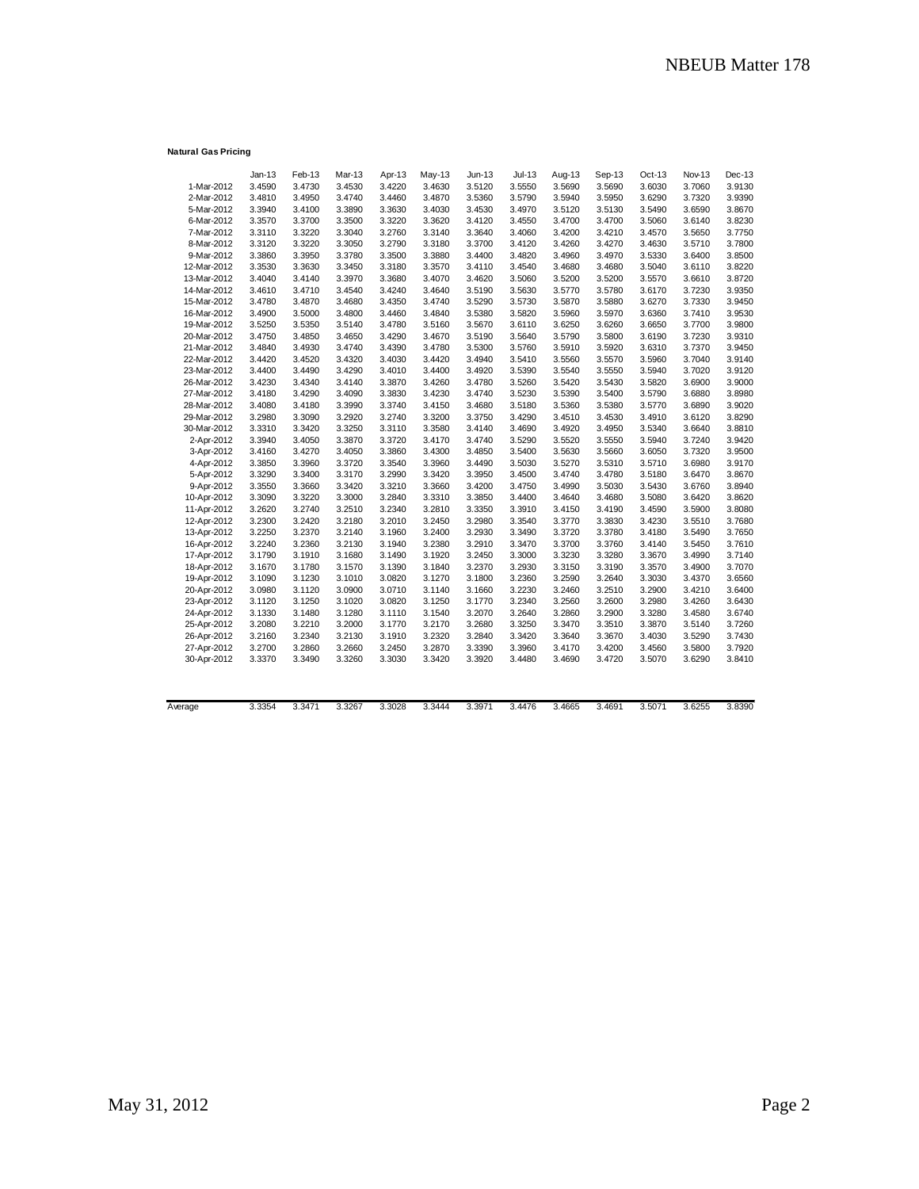**Natural Gas Pricing**

| | Jan-13 | Feb-13 | Mar-13 | Apr-13 | May-13 | Jun-13 | Jul-13 | Aug-13 | Sep-13 | Oct-13 | Nov-13 | Dec-13 |
|---|---|---|---|---|---|---|---|---|---|---|---|---|
| 1-Mar-2012 | 3.4590 | 3.4730 | 3.4530 | 3.4220 | 3.4630 | 3.5120 | 3.5550 | 3.5690 | 3.5690 | 3.6030 | 3.7060 | 3.9130 |
| 2-Mar-2012 | 3.4810 | 3.4950 | 3.4740 | 3.4460 | 3.4870 | 3.5360 | 3.5790 | 3.5940 | 3.5950 | 3.6290 | 3.7320 | 3.9390 |
| 5-Mar-2012 | 3.3940 | 3.4100 | 3.3890 | 3.3630 | 3.4030 | 3.4530 | 3.4970 | 3.5120 | 3.5130 | 3.5490 | 3.6590 | 3.8670 |
| 6-Mar-2012 | 3.3570 | 3.3700 | 3.3500 | 3.3220 | 3.3620 | 3.4120 | 3.4550 | 3.4700 | 3.4700 | 3.5060 | 3.6140 | 3.8230 |
| 7-Mar-2012 | 3.3110 | 3.3220 | 3.3040 | 3.2760 | 3.3140 | 3.3640 | 3.4060 | 3.4200 | 3.4210 | 3.4570 | 3.5650 | 3.7750 |
| 8-Mar-2012 | 3.3120 | 3.3220 | 3.3050 | 3.2790 | 3.3180 | 3.3700 | 3.4120 | 3.4260 | 3.4270 | 3.4630 | 3.5710 | 3.7800 |
| 9-Mar-2012 | 3.3860 | 3.3950 | 3.3780 | 3.3500 | 3.3880 | 3.4400 | 3.4820 | 3.4960 | 3.4970 | 3.5330 | 3.6400 | 3.8500 |
| 12-Mar-2012 | 3.3530 | 3.3630 | 3.3450 | 3.3180 | 3.3570 | 3.4110 | 3.4540 | 3.4680 | 3.4680 | 3.5040 | 3.6110 | 3.8220 |
| 13-Mar-2012 | 3.4040 | 3.4140 | 3.3970 | 3.3680 | 3.4070 | 3.4620 | 3.5060 | 3.5200 | 3.5200 | 3.5570 | 3.6610 | 3.8720 |
| 14-Mar-2012 | 3.4610 | 3.4710 | 3.4540 | 3.4240 | 3.4640 | 3.5190 | 3.5630 | 3.5770 | 3.5780 | 3.6170 | 3.7230 | 3.9350 |
| 15-Mar-2012 | 3.4780 | 3.4870 | 3.4680 | 3.4350 | 3.4740 | 3.5290 | 3.5730 | 3.5870 | 3.5880 | 3.6270 | 3.7330 | 3.9450 |
| 16-Mar-2012 | 3.4900 | 3.5000 | 3.4800 | 3.4460 | 3.4840 | 3.5380 | 3.5820 | 3.5960 | 3.5970 | 3.6360 | 3.7410 | 3.9530 |
| 19-Mar-2012 | 3.5250 | 3.5350 | 3.5140 | 3.4780 | 3.5160 | 3.5670 | 3.6110 | 3.6250 | 3.6260 | 3.6650 | 3.7700 | 3.9800 |
| 20-Mar-2012 | 3.4750 | 3.4850 | 3.4650 | 3.4290 | 3.4670 | 3.5190 | 3.5640 | 3.5790 | 3.5800 | 3.6190 | 3.7230 | 3.9310 |
| 21-Mar-2012 | 3.4840 | 3.4930 | 3.4740 | 3.4390 | 3.4780 | 3.5300 | 3.5760 | 3.5910 | 3.5920 | 3.6310 | 3.7370 | 3.9450 |
| 22-Mar-2012 | 3.4420 | 3.4520 | 3.4320 | 3.4030 | 3.4420 | 3.4940 | 3.5410 | 3.5560 | 3.5570 | 3.5960 | 3.7040 | 3.9140 |
| 23-Mar-2012 | 3.4400 | 3.4490 | 3.4290 | 3.4010 | 3.4400 | 3.4920 | 3.5390 | 3.5540 | 3.5550 | 3.5940 | 3.7020 | 3.9120 |
| 26-Mar-2012 | 3.4230 | 3.4340 | 3.4140 | 3.3870 | 3.4260 | 3.4780 | 3.5260 | 3.5420 | 3.5430 | 3.5820 | 3.6900 | 3.9000 |
| 27-Mar-2012 | 3.4180 | 3.4290 | 3.4090 | 3.3830 | 3.4230 | 3.4740 | 3.5230 | 3.5390 | 3.5400 | 3.5790 | 3.6880 | 3.8980 |
| 28-Mar-2012 | 3.4080 | 3.4180 | 3.3990 | 3.3740 | 3.4150 | 3.4680 | 3.5180 | 3.5360 | 3.5380 | 3.5770 | 3.6890 | 3.9020 |
| 29-Mar-2012 | 3.2980 | 3.3090 | 3.2920 | 3.2740 | 3.3200 | 3.3750 | 3.4290 | 3.4510 | 3.4530 | 3.4910 | 3.6120 | 3.8290 |
| 30-Mar-2012 | 3.3310 | 3.3420 | 3.3250 | 3.3110 | 3.3580 | 3.4140 | 3.4690 | 3.4920 | 3.4950 | 3.5340 | 3.6640 | 3.8810 |
| 2-Apr-2012 | 3.3940 | 3.4050 | 3.3870 | 3.3720 | 3.4170 | 3.4740 | 3.5290 | 3.5520 | 3.5550 | 3.5940 | 3.7240 | 3.9420 |
| 3-Apr-2012 | 3.4160 | 3.4270 | 3.4050 | 3.3860 | 3.4300 | 3.4850 | 3.5400 | 3.5630 | 3.5660 | 3.6050 | 3.7320 | 3.9500 |
| 4-Apr-2012 | 3.3850 | 3.3960 | 3.3720 | 3.3540 | 3.3960 | 3.4490 | 3.5030 | 3.5270 | 3.5310 | 3.5710 | 3.6980 | 3.9170 |
| 5-Apr-2012 | 3.3290 | 3.3400 | 3.3170 | 3.2990 | 3.3420 | 3.3950 | 3.4500 | 3.4740 | 3.4780 | 3.5180 | 3.6470 | 3.8670 |
| 9-Apr-2012 | 3.3550 | 3.3660 | 3.3420 | 3.3210 | 3.3660 | 3.4200 | 3.4750 | 3.4990 | 3.5030 | 3.5430 | 3.6760 | 3.8940 |
| 10-Apr-2012 | 3.3090 | 3.3220 | 3.3000 | 3.2840 | 3.3310 | 3.3850 | 3.4400 | 3.4640 | 3.4680 | 3.5080 | 3.6420 | 3.8620 |
| 11-Apr-2012 | 3.2620 | 3.2740 | 3.2510 | 3.2340 | 3.2810 | 3.3350 | 3.3910 | 3.4150 | 3.4190 | 3.4590 | 3.5900 | 3.8080 |
| 12-Apr-2012 | 3.2300 | 3.2420 | 3.2180 | 3.2010 | 3.2450 | 3.2980 | 3.3540 | 3.3770 | 3.3830 | 3.4230 | 3.5510 | 3.7680 |
| 13-Apr-2012 | 3.2250 | 3.2370 | 3.2140 | 3.1960 | 3.2400 | 3.2930 | 3.3490 | 3.3720 | 3.3780 | 3.4180 | 3.5490 | 3.7650 |
| 16-Apr-2012 | 3.2240 | 3.2360 | 3.2130 | 3.1940 | 3.2380 | 3.2910 | 3.3470 | 3.3700 | 3.3760 | 3.4140 | 3.5450 | 3.7610 |
| 17-Apr-2012 | 3.1790 | 3.1910 | 3.1680 | 3.1490 | 3.1920 | 3.2450 | 3.3000 | 3.3230 | 3.3280 | 3.3670 | 3.4990 | 3.7140 |
| 18-Apr-2012 | 3.1670 | 3.1780 | 3.1570 | 3.1390 | 3.1840 | 3.2370 | 3.2930 | 3.3150 | 3.3190 | 3.3570 | 3.4900 | 3.7070 |
| 19-Apr-2012 | 3.1090 | 3.1230 | 3.1010 | 3.0820 | 3.1270 | 3.1800 | 3.2360 | 3.2590 | 3.2640 | 3.3030 | 3.4370 | 3.6560 |
| 20-Apr-2012 | 3.0980 | 3.1120 | 3.0900 | 3.0710 | 3.1140 | 3.1660 | 3.2230 | 3.2460 | 3.2510 | 3.2900 | 3.4210 | 3.6400 |
| 23-Apr-2012 | 3.1120 | 3.1250 | 3.1020 | 3.0820 | 3.1250 | 3.1770 | 3.2340 | 3.2560 | 3.2600 | 3.2980 | 3.4260 | 3.6430 |
| 24-Apr-2012 | 3.1330 | 3.1480 | 3.1280 | 3.1110 | 3.1540 | 3.2070 | 3.2640 | 3.2860 | 3.2900 | 3.3280 | 3.4580 | 3.6740 |
| 25-Apr-2012 | 3.2080 | 3.2210 | 3.2000 | 3.1770 | 3.2170 | 3.2680 | 3.3250 | 3.3470 | 3.3510 | 3.3870 | 3.5140 | 3.7260 |
| 26-Apr-2012 | 3.2160 | 3.2340 | 3.2130 | 3.1910 | 3.2320 | 3.2840 | 3.3420 | 3.3640 | 3.3670 | 3.4030 | 3.5290 | 3.7430 |
| 27-Apr-2012 | 3.2700 | 3.2860 | 3.2660 | 3.2450 | 3.2870 | 3.3390 | 3.3960 | 3.4170 | 3.4200 | 3.4560 | 3.5800 | 3.7920 |
| 30-Apr-2012 | 3.3370 | 3.3490 | 3.3260 | 3.3030 | 3.3420 | 3.3920 | 3.4480 | 3.4690 | 3.4720 | 3.5070 | 3.6290 | 3.8410 |
| Average | 3.3354 | 3.3471 | 3.3267 | 3.3028 | 3.3444 | 3.3971 | 3.4476 | 3.4665 | 3.4691 | 3.5071 | 3.6255 | 3.8390 |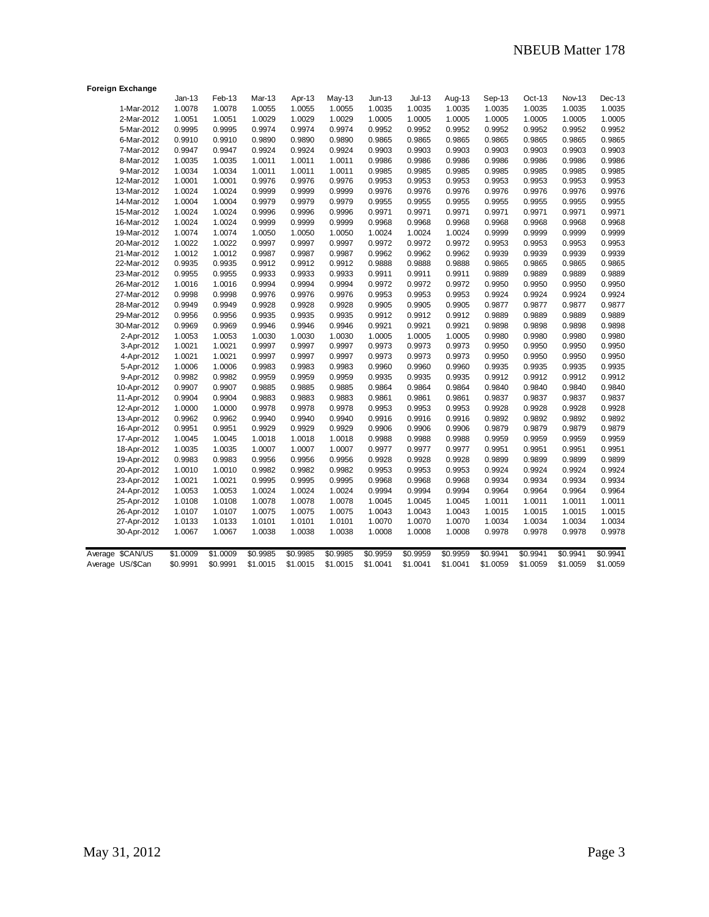**Foreign Exchange**

| | Jan-13 | Feb-13 | Mar-13 | Apr-13 | May-13 | Jun-13 | Jul-13 | Aug-13 | Sep-13 | Oct-13 | Nov-13 | Dec-13 |
|---|---|---|---|---|---|---|---|---|---|---|---|---|
| 1-Mar-2012 | 1.0078 | 1.0078 | 1.0055 | 1.0055 | 1.0055 | 1.0035 | 1.0035 | 1.0035 | 1.0035 | 1.0035 | 1.0035 | 1.0035 |
| 2-Mar-2012 | 1.0051 | 1.0051 | 1.0029 | 1.0029 | 1.0029 | 1.0005 | 1.0005 | 1.0005 | 1.0005 | 1.0005 | 1.0005 | 1.0005 |
| 5-Mar-2012 | 0.9995 | 0.9995 | 0.9974 | 0.9974 | 0.9974 | 0.9952 | 0.9952 | 0.9952 | 0.9952 | 0.9952 | 0.9952 | 0.9952 |
| 6-Mar-2012 | 0.9910 | 0.9910 | 0.9890 | 0.9890 | 0.9890 | 0.9865 | 0.9865 | 0.9865 | 0.9865 | 0.9865 | 0.9865 | 0.9865 |
| 7-Mar-2012 | 0.9947 | 0.9947 | 0.9924 | 0.9924 | 0.9924 | 0.9903 | 0.9903 | 0.9903 | 0.9903 | 0.9903 | 0.9903 | 0.9903 |
| 8-Mar-2012 | 1.0035 | 1.0035 | 1.0011 | 1.0011 | 1.0011 | 0.9986 | 0.9986 | 0.9986 | 0.9986 | 0.9986 | 0.9986 | 0.9986 |
| 9-Mar-2012 | 1.0034 | 1.0034 | 1.0011 | 1.0011 | 1.0011 | 0.9985 | 0.9985 | 0.9985 | 0.9985 | 0.9985 | 0.9985 | 0.9985 |
| 12-Mar-2012 | 1.0001 | 1.0001 | 0.9976 | 0.9976 | 0.9976 | 0.9953 | 0.9953 | 0.9953 | 0.9953 | 0.9953 | 0.9953 | 0.9953 |
| 13-Mar-2012 | 1.0024 | 1.0024 | 0.9999 | 0.9999 | 0.9999 | 0.9976 | 0.9976 | 0.9976 | 0.9976 | 0.9976 | 0.9976 | 0.9976 |
| 14-Mar-2012 | 1.0004 | 1.0004 | 0.9979 | 0.9979 | 0.9979 | 0.9955 | 0.9955 | 0.9955 | 0.9955 | 0.9955 | 0.9955 | 0.9955 |
| 15-Mar-2012 | 1.0024 | 1.0024 | 0.9996 | 0.9996 | 0.9996 | 0.9971 | 0.9971 | 0.9971 | 0.9971 | 0.9971 | 0.9971 | 0.9971 |
| 16-Mar-2012 | 1.0024 | 1.0024 | 0.9999 | 0.9999 | 0.9999 | 0.9968 | 0.9968 | 0.9968 | 0.9968 | 0.9968 | 0.9968 | 0.9968 |
| 19-Mar-2012 | 1.0074 | 1.0074 | 1.0050 | 1.0050 | 1.0050 | 1.0024 | 1.0024 | 1.0024 | 0.9999 | 0.9999 | 0.9999 | 0.9999 |
| 20-Mar-2012 | 1.0022 | 1.0022 | 0.9997 | 0.9997 | 0.9997 | 0.9972 | 0.9972 | 0.9972 | 0.9953 | 0.9953 | 0.9953 | 0.9953 |
| 21-Mar-2012 | 1.0012 | 1.0012 | 0.9987 | 0.9987 | 0.9987 | 0.9962 | 0.9962 | 0.9962 | 0.9939 | 0.9939 | 0.9939 | 0.9939 |
| 22-Mar-2012 | 0.9935 | 0.9935 | 0.9912 | 0.9912 | 0.9912 | 0.9888 | 0.9888 | 0.9888 | 0.9865 | 0.9865 | 0.9865 | 0.9865 |
| 23-Mar-2012 | 0.9955 | 0.9955 | 0.9933 | 0.9933 | 0.9933 | 0.9911 | 0.9911 | 0.9911 | 0.9889 | 0.9889 | 0.9889 | 0.9889 |
| 26-Mar-2012 | 1.0016 | 1.0016 | 0.9994 | 0.9994 | 0.9994 | 0.9972 | 0.9972 | 0.9972 | 0.9950 | 0.9950 | 0.9950 | 0.9950 |
| 27-Mar-2012 | 0.9998 | 0.9998 | 0.9976 | 0.9976 | 0.9976 | 0.9953 | 0.9953 | 0.9953 | 0.9924 | 0.9924 | 0.9924 | 0.9924 |
| 28-Mar-2012 | 0.9949 | 0.9949 | 0.9928 | 0.9928 | 0.9928 | 0.9905 | 0.9905 | 0.9905 | 0.9877 | 0.9877 | 0.9877 | 0.9877 |
| 29-Mar-2012 | 0.9956 | 0.9956 | 0.9935 | 0.9935 | 0.9935 | 0.9912 | 0.9912 | 0.9912 | 0.9889 | 0.9889 | 0.9889 | 0.9889 |
| 30-Mar-2012 | 0.9969 | 0.9969 | 0.9946 | 0.9946 | 0.9946 | 0.9921 | 0.9921 | 0.9921 | 0.9898 | 0.9898 | 0.9898 | 0.9898 |
| 2-Apr-2012 | 1.0053 | 1.0053 | 1.0030 | 1.0030 | 1.0030 | 1.0005 | 1.0005 | 1.0005 | 0.9980 | 0.9980 | 0.9980 | 0.9980 |
| 3-Apr-2012 | 1.0021 | 1.0021 | 0.9997 | 0.9997 | 0.9997 | 0.9973 | 0.9973 | 0.9973 | 0.9950 | 0.9950 | 0.9950 | 0.9950 |
| 4-Apr-2012 | 1.0021 | 1.0021 | 0.9997 | 0.9997 | 0.9997 | 0.9973 | 0.9973 | 0.9973 | 0.9950 | 0.9950 | 0.9950 | 0.9950 |
| 5-Apr-2012 | 1.0006 | 1.0006 | 0.9983 | 0.9983 | 0.9983 | 0.9960 | 0.9960 | 0.9960 | 0.9935 | 0.9935 | 0.9935 | 0.9935 |
| 9-Apr-2012 | 0.9982 | 0.9982 | 0.9959 | 0.9959 | 0.9959 | 0.9935 | 0.9935 | 0.9935 | 0.9912 | 0.9912 | 0.9912 | 0.9912 |
| 10-Apr-2012 | 0.9907 | 0.9907 | 0.9885 | 0.9885 | 0.9885 | 0.9864 | 0.9864 | 0.9864 | 0.9840 | 0.9840 | 0.9840 | 0.9840 |
| 11-Apr-2012 | 0.9904 | 0.9904 | 0.9883 | 0.9883 | 0.9883 | 0.9861 | 0.9861 | 0.9861 | 0.9837 | 0.9837 | 0.9837 | 0.9837 |
| 12-Apr-2012 | 1.0000 | 1.0000 | 0.9978 | 0.9978 | 0.9978 | 0.9953 | 0.9953 | 0.9953 | 0.9928 | 0.9928 | 0.9928 | 0.9928 |
| 13-Apr-2012 | 0.9962 | 0.9962 | 0.9940 | 0.9940 | 0.9940 | 0.9916 | 0.9916 | 0.9916 | 0.9892 | 0.9892 | 0.9892 | 0.9892 |
| 16-Apr-2012 | 0.9951 | 0.9951 | 0.9929 | 0.9929 | 0.9929 | 0.9906 | 0.9906 | 0.9906 | 0.9879 | 0.9879 | 0.9879 | 0.9879 |
| 17-Apr-2012 | 1.0045 | 1.0045 | 1.0018 | 1.0018 | 1.0018 | 0.9988 | 0.9988 | 0.9988 | 0.9959 | 0.9959 | 0.9959 | 0.9959 |
| 18-Apr-2012 | 1.0035 | 1.0035 | 1.0007 | 1.0007 | 1.0007 | 0.9977 | 0.9977 | 0.9977 | 0.9951 | 0.9951 | 0.9951 | 0.9951 |
| 19-Apr-2012 | 0.9983 | 0.9983 | 0.9956 | 0.9956 | 0.9956 | 0.9928 | 0.9928 | 0.9928 | 0.9899 | 0.9899 | 0.9899 | 0.9899 |
| 20-Apr-2012 | 1.0010 | 1.0010 | 0.9982 | 0.9982 | 0.9982 | 0.9953 | 0.9953 | 0.9953 | 0.9924 | 0.9924 | 0.9924 | 0.9924 |
| 23-Apr-2012 | 1.0021 | 1.0021 | 0.9995 | 0.9995 | 0.9995 | 0.9968 | 0.9968 | 0.9968 | 0.9934 | 0.9934 | 0.9934 | 0.9934 |
| 24-Apr-2012 | 1.0053 | 1.0053 | 1.0024 | 1.0024 | 1.0024 | 0.9994 | 0.9994 | 0.9994 | 0.9964 | 0.9964 | 0.9964 | 0.9964 |
| 25-Apr-2012 | 1.0108 | 1.0108 | 1.0078 | 1.0078 | 1.0078 | 1.0045 | 1.0045 | 1.0045 | 1.0011 | 1.0011 | 1.0011 | 1.0011 |
| 26-Apr-2012 | 1.0107 | 1.0107 | 1.0075 | 1.0075 | 1.0075 | 1.0043 | 1.0043 | 1.0043 | 1.0015 | 1.0015 | 1.0015 | 1.0015 |
| 27-Apr-2012 | 1.0133 | 1.0133 | 1.0101 | 1.0101 | 1.0101 | 1.0070 | 1.0070 | 1.0070 | 1.0034 | 1.0034 | 1.0034 | 1.0034 |
| 30-Apr-2012 | 1.0067 | 1.0067 | 1.0038 | 1.0038 | 1.0038 | 1.0008 | 1.0008 | 1.0008 | 0.9978 | 0.9978 | 0.9978 | 0.9978 |
| Average $CAN/US | $1.0009 | $1.0009 | $0.9985 | $0.9985 | $0.9985 | $0.9959 | $0.9959 | $0.9959 | $0.9941 | $0.9941 | $0.9941 | $0.9941 |
| Average US/$Can | $0.9991 | $0.9991 | $1.0015 | $1.0015 | $1.0015 | $1.0041 | $1.0041 | $1.0041 | $1.0059 | $1.0059 | $1.0059 | $1.0059 |